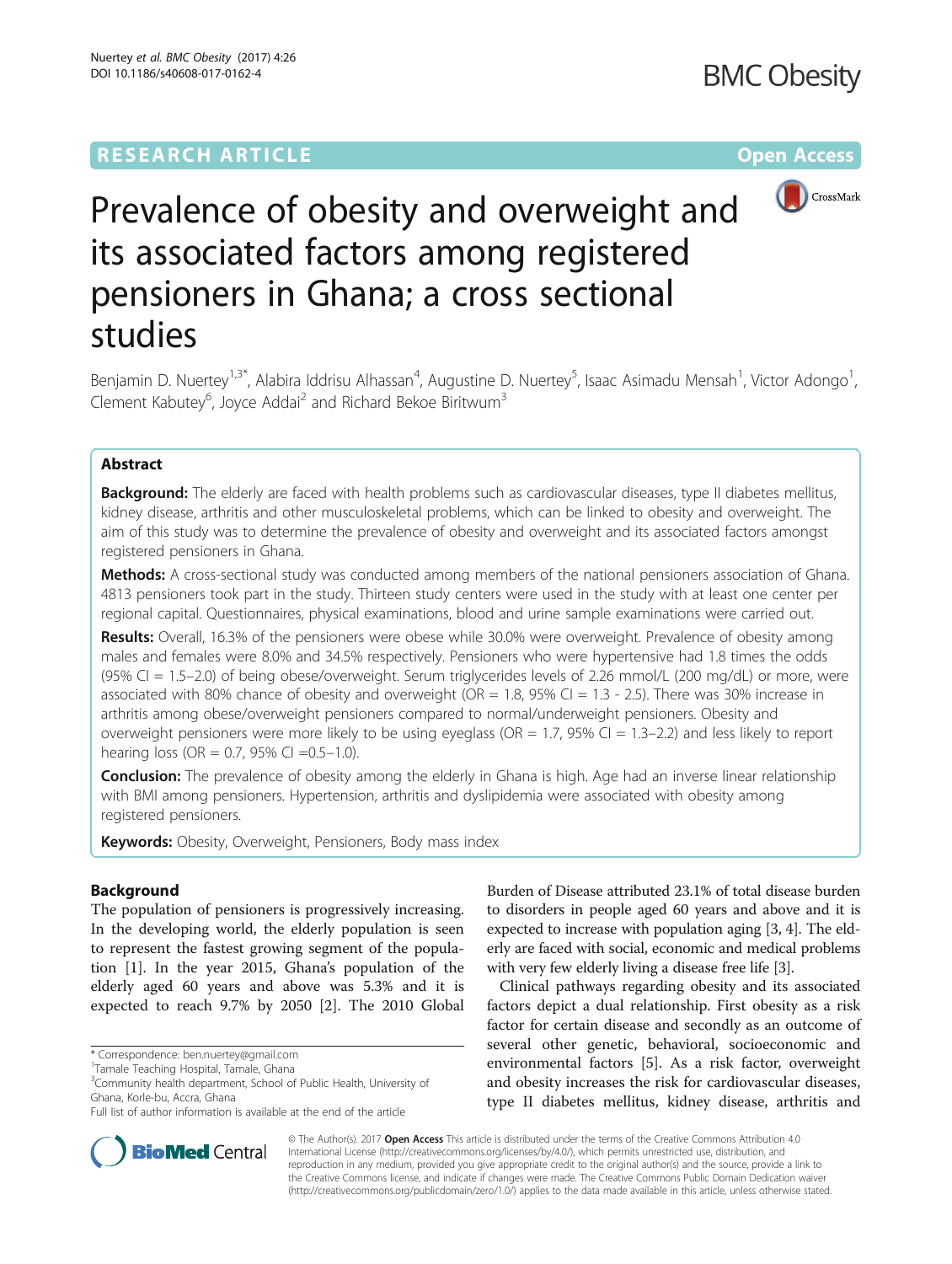RESEARCH ARTICLE

Open Access

# Prevalence of obesity and overweight and its associated factors among registered pensioners in Ghana; a cross sectional studies

Benjamin D. Nuertey[1,3*], Alabira Iddrisu Alhassan[4], Augustine D. Nuertey[5], Isaac Asimadu Mensah[1], Victor Adongo[1], Clement Kabutey[6], Joyce Addai[2] and Richard Bekoe Biritwum[3]

## Abstract

**Background:** The elderly are faced with health problems such as cardiovascular diseases, type II diabetes mellitus, kidney disease, arthritis and other musculoskeletal problems, which can be linked to obesity and overweight. The aim of this study was to determine the prevalence of obesity and overweight and its associated factors amongst registered pensioners in Ghana.

**Methods:** A cross-sectional study was conducted among members of the national pensioners association of Ghana. 4813 pensioners took part in the study. Thirteen study centers were used in the study with at least one center per regional capital. Questionnaires, physical examinations, blood and urine sample examinations were carried out.

**Results:** Overall, 16.3% of the pensioners were obese while 30.0% were overweight. Prevalence of obesity among males and females were 8.0% and 34.5% respectively. Pensioners who were hypertensive had 1.8 times the odds (95% CI = 1.5–2.0) of being obese/overweight. Serum triglycerides levels of 2.26 mmol/L (200 mg/dL) or more, were associated with 80% chance of obesity and overweight (OR = 1.8, 95% CI = 1.3 - 2.5). There was 30% increase in arthritis among obese/overweight pensioners compared to normal/underweight pensioners. Obesity and overweight pensioners were more likely to be using eyeglass (OR = 1.7, 95% CI = 1.3–2.2) and less likely to report hearing loss (OR = 0.7, 95% CI =0.5–1.0).

**Conclusion:** The prevalence of obesity among the elderly in Ghana is high. Age had an inverse linear relationship with BMI among pensioners. Hypertension, arthritis and dyslipidemia were associated with obesity among registered pensioners.

**Keywords:** Obesity, Overweight, Pensioners, Body mass index

## Background

The population of pensioners is progressively increasing. In the developing world, the elderly population is seen to represent the fastest growing segment of the population [1]. In the year 2015, Ghana's population of the elderly aged 60 years and above was 5.3% and it is expected to reach 9.7% by 2050 [2]. The 2010 Global Burden of Disease attributed 23.1% of total disease burden to disorders in people aged 60 years and above and it is expected to increase with population aging [3, 4]. The elderly are faced with social, economic and medical problems with very few elderly living a disease free life [3].

Clinical pathways regarding obesity and its associated factors depict a dual relationship. First obesity as a risk factor for certain disease and secondly as an outcome of several other genetic, behavioral, socioeconomic and environmental factors [5]. As a risk factor, overweight and obesity increases the risk for cardiovascular diseases, type II diabetes mellitus, kidney disease, arthritis and

\* Correspondence: ben.nuertey@gmail.com
[1]Tamale Teaching Hospital, Tamale, Ghana
[3]Community health department, School of Public Health, University of Ghana, Korle-bu, Accra, Ghana
Full list of author information is available at the end of the article

© The Author(s). 2017 **Open Access** This article is distributed under the terms of the Creative Commons Attribution 4.0 International License (http://creativecommons.org/licenses/by/4.0/), which permits unrestricted use, distribution, and reproduction in any medium, provided you give appropriate credit to the original author(s) and the source, provide a link to the Creative Commons license, and indicate if changes were made. The Creative Commons Public Domain Dedication waiver (http://creativecommons.org/publicdomain/zero/1.0/) applies to the data made available in this article, unless otherwise stated.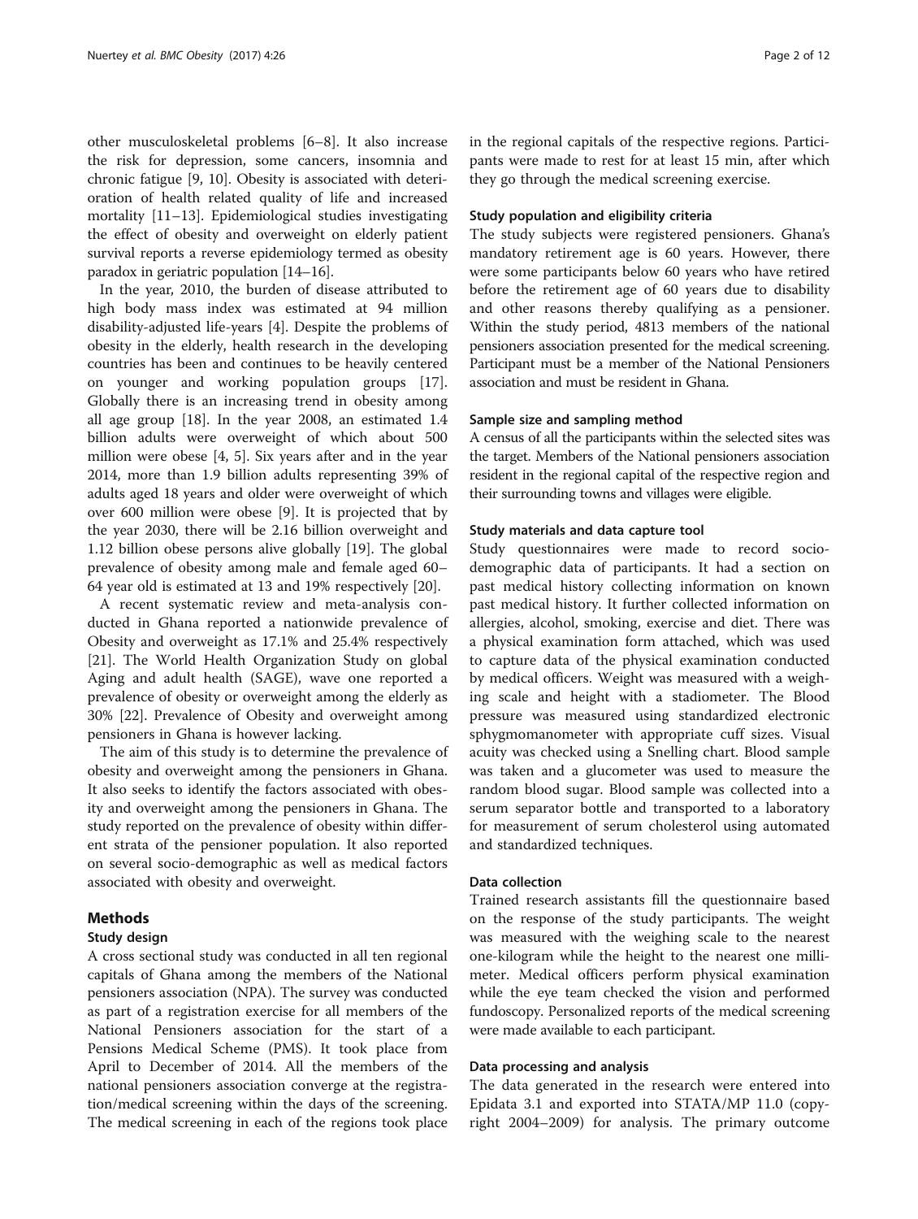other musculoskeletal problems [6–8]. It also increase the risk for depression, some cancers, insomnia and chronic fatigue [9, 10]. Obesity is associated with deterioration of health related quality of life and increased mortality [11–13]. Epidemiological studies investigating the effect of obesity and overweight on elderly patient survival reports a reverse epidemiology termed as obesity paradox in geriatric population [14–16].

In the year, 2010, the burden of disease attributed to high body mass index was estimated at 94 million disability-adjusted life-years [4]. Despite the problems of obesity in the elderly, health research in the developing countries has been and continues to be heavily centered on younger and working population groups [17]. Globally there is an increasing trend in obesity among all age group [18]. In the year 2008, an estimated 1.4 billion adults were overweight of which about 500 million were obese [4, 5]. Six years after and in the year 2014, more than 1.9 billion adults representing 39% of adults aged 18 years and older were overweight of which over 600 million were obese [9]. It is projected that by the year 2030, there will be 2.16 billion overweight and 1.12 billion obese persons alive globally [19]. The global prevalence of obesity among male and female aged 60–64 year old is estimated at 13 and 19% respectively [20].

A recent systematic review and meta-analysis conducted in Ghana reported a nationwide prevalence of Obesity and overweight as 17.1% and 25.4% respectively [21]. The World Health Organization Study on global Aging and adult health (SAGE), wave one reported a prevalence of obesity or overweight among the elderly as 30% [22]. Prevalence of Obesity and overweight among pensioners in Ghana is however lacking.

The aim of this study is to determine the prevalence of obesity and overweight among the pensioners in Ghana. It also seeks to identify the factors associated with obesity and overweight among the pensioners in Ghana. The study reported on the prevalence of obesity within different strata of the pensioner population. It also reported on several socio-demographic as well as medical factors associated with obesity and overweight.

## Methods

### Study design

A cross sectional study was conducted in all ten regional capitals of Ghana among the members of the National pensioners association (NPA). The survey was conducted as part of a registration exercise for all members of the National Pensioners association for the start of a Pensions Medical Scheme (PMS). It took place from April to December of 2014. All the members of the national pensioners association converge at the registration/medical screening within the days of the screening. The medical screening in each of the regions took place in the regional capitals of the respective regions. Participants were made to rest for at least 15 min, after which they go through the medical screening exercise.

### Study population and eligibility criteria

The study subjects were registered pensioners. Ghana's mandatory retirement age is 60 years. However, there were some participants below 60 years who have retired before the retirement age of 60 years due to disability and other reasons thereby qualifying as a pensioner. Within the study period, 4813 members of the national pensioners association presented for the medical screening. Participant must be a member of the National Pensioners association and must be resident in Ghana.

### Sample size and sampling method

A census of all the participants within the selected sites was the target. Members of the National pensioners association resident in the regional capital of the respective region and their surrounding towns and villages were eligible.

### Study materials and data capture tool

Study questionnaires were made to record socio-demographic data of participants. It had a section on past medical history collecting information on known past medical history. It further collected information on allergies, alcohol, smoking, exercise and diet. There was a physical examination form attached, which was used to capture data of the physical examination conducted by medical officers. Weight was measured with a weighing scale and height with a stadiometer. The Blood pressure was measured using standardized electronic sphygmomanometer with appropriate cuff sizes. Visual acuity was checked using a Snelling chart. Blood sample was taken and a glucometer was used to measure the random blood sugar. Blood sample was collected into a serum separator bottle and transported to a laboratory for measurement of serum cholesterol using automated and standardized techniques.

### Data collection

Trained research assistants fill the questionnaire based on the response of the study participants. The weight was measured with the weighing scale to the nearest one-kilogram while the height to the nearest one millimeter. Medical officers perform physical examination while the eye team checked the vision and performed fundoscopy. Personalized reports of the medical screening were made available to each participant.

### Data processing and analysis

The data generated in the research were entered into Epidata 3.1 and exported into STATA/MP 11.0 (copyright 2004–2009) for analysis. The primary outcome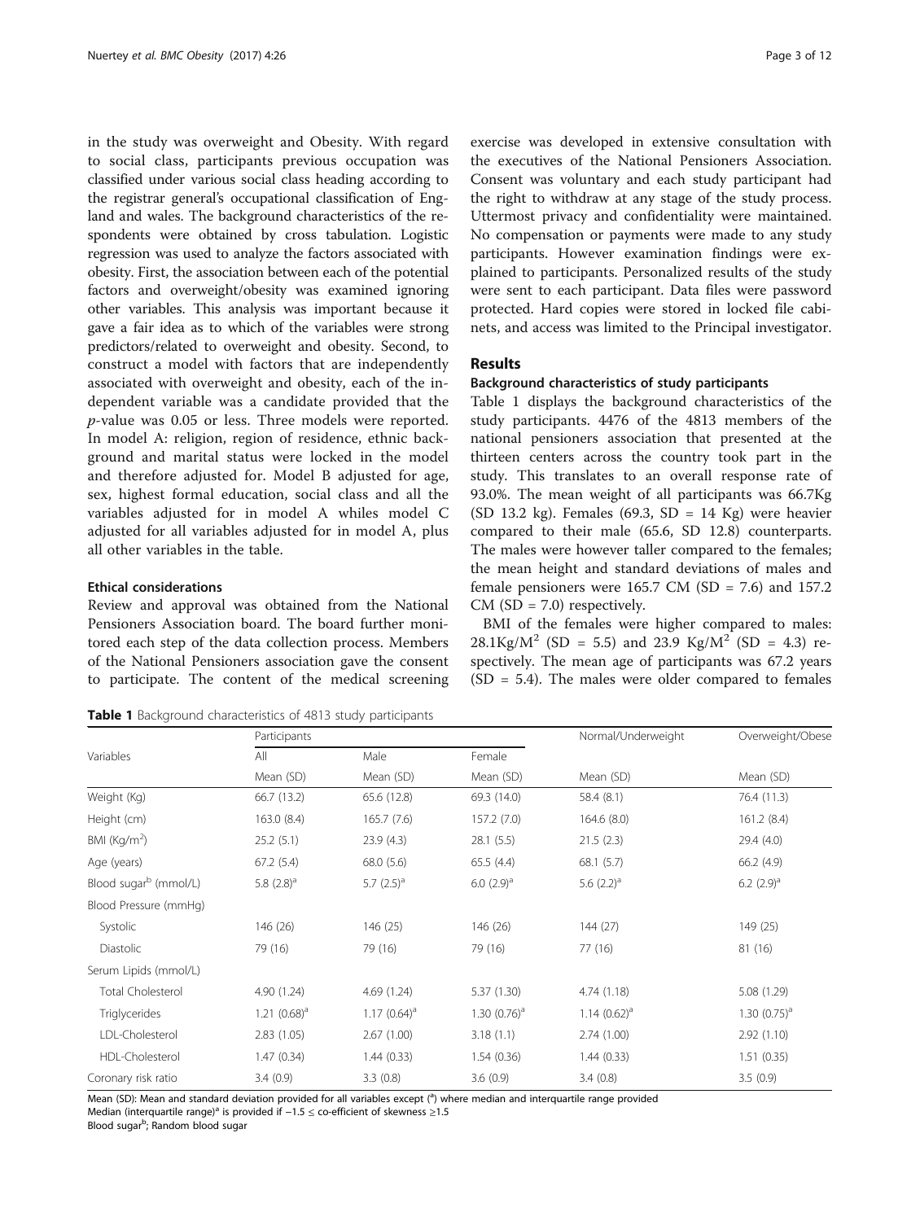in the study was overweight and Obesity. With regard to social class, participants previous occupation was classified under various social class heading according to the registrar general's occupational classification of England and wales. The background characteristics of the respondents were obtained by cross tabulation. Logistic regression was used to analyze the factors associated with obesity. First, the association between each of the potential factors and overweight/obesity was examined ignoring other variables. This analysis was important because it gave a fair idea as to which of the variables were strong predictors/related to overweight and obesity. Second, to construct a model with factors that are independently associated with overweight and obesity, each of the independent variable was a candidate provided that the $p$-value was 0.05 or less. Three models were reported. In model A: religion, region of residence, ethnic background and marital status were locked in the model and therefore adjusted for. Model B adjusted for age, sex, highest formal education, social class and all the variables adjusted for in model A whiles model C adjusted for all variables adjusted for in model A, plus all other variables in the table.

### Ethical considerations

Review and approval was obtained from the National Pensioners Association board. The board further monitored each step of the data collection process. Members of the National Pensioners association gave the consent to participate. The content of the medical screening exercise was developed in extensive consultation with the executives of the National Pensioners Association. Consent was voluntary and each study participant had the right to withdraw at any stage of the study process. Uttermost privacy and confidentiality were maintained. No compensation or payments were made to any study participants. However examination findings were explained to participants. Personalized results of the study were sent to each participant. Data files were password protected. Hard copies were stored in locked file cabinets, and access was limited to the Principal investigator.

## Results

### Background characteristics of study participants

Table 1 displays the background characteristics of the study participants. 4476 of the 4813 members of the national pensioners association that presented at the thirteen centers across the country took part in the study. This translates to an overall response rate of 93.0%. The mean weight of all participants was 66.7Kg (SD 13.2 kg). Females (69.3, SD = 14 Kg) were heavier compared to their male (65.6, SD 12.8) counterparts. The males were however taller compared to the females; the mean height and standard deviations of males and female pensioners were 165.7 CM (SD = 7.6) and 157.2 CM (SD = 7.0) respectively.

BMI of the females were higher compared to males: 28.1Kg/M$^2$ (SD = 5.5) and 23.9 Kg/M$^2$ (SD = 4.3) respectively. The mean age of participants was 67.2 years (SD = 5.4). The males were older compared to females

**Table 1** Background characteristics of 4813 study participants

| Variables | Participants | | | Normal/Underweight | Overweight/Obese |
|---|---|---|---|---|---|
| | All | Male | Female | | |
| | Mean (SD) | Mean (SD) | Mean (SD) | Mean (SD) | Mean (SD) |
| Weight (Kg) | 66.7 (13.2) | 65.6 (12.8) | 69.3 (14.0) | 58.4 (8.1) | 76.4 (11.3) |
| Height (cm) | 163.0 (8.4) | 165.7 (7.6) | 157.2 (7.0) | 164.6 (8.0) | 161.2 (8.4) |
| BMI (Kg/m$^2$) | 25.2 (5.1) | 23.9 (4.3) | 28.1 (5.5) | 21.5 (2.3) | 29.4 (4.0) |
| Age (years) | 67.2 (5.4) | 68.0 (5.6) | 65.5 (4.4) | 68.1 (5.7) | 66.2 (4.9) |
| Blood sugar[b] (mmol/L) | 5.8 (2.8)[a] | 5.7 (2.5)[a] | 6.0 (2.9)[a] | 5.6 (2.2)[a] | 6.2 (2.9)[a] |
| Blood Pressure (mmHg) | | | | | |
| Systolic | 146 (26) | 146 (25) | 146 (26) | 144 (27) | 149 (25) |
| Diastolic | 79 (16) | 79 (16) | 79 (16) | 77 (16) | 81 (16) |
| Serum Lipids (mmol/L) | | | | | |
| Total Cholesterol | 4.90 (1.24) | 4.69 (1.24) | 5.37 (1.30) | 4.74 (1.18) | 5.08 (1.29) |
| Triglycerides | 1.21 (0.68)[a] | 1.17 (0.64)[a] | 1.30 (0.76)[a] | 1.14 (0.62)[a] | 1.30 (0.75)[a] |
| LDL-Cholesterol | 2.83 (1.05) | 2.67 (1.00) | 3.18 (1.1) | 2.74 (1.00) | 2.92 (1.10) |
| HDL-Cholesterol | 1.47 (0.34) | 1.44 (0.33) | 1.54 (0.36) | 1.44 (0.33) | 1.51 (0.35) |
| Coronary risk ratio | 3.4 (0.9) | 3.3 (0.8) | 3.6 (0.9) | 3.4 (0.8) | 3.5 (0.9) |

Mean (SD): Mean and standard deviation provided for all variables except ([a]) where median and interquartile range provided
Median (interquartile range)[a] is provided if −1.5 ≤ co-efficient of skewness ≥1.5
Blood sugar[b]; Random blood sugar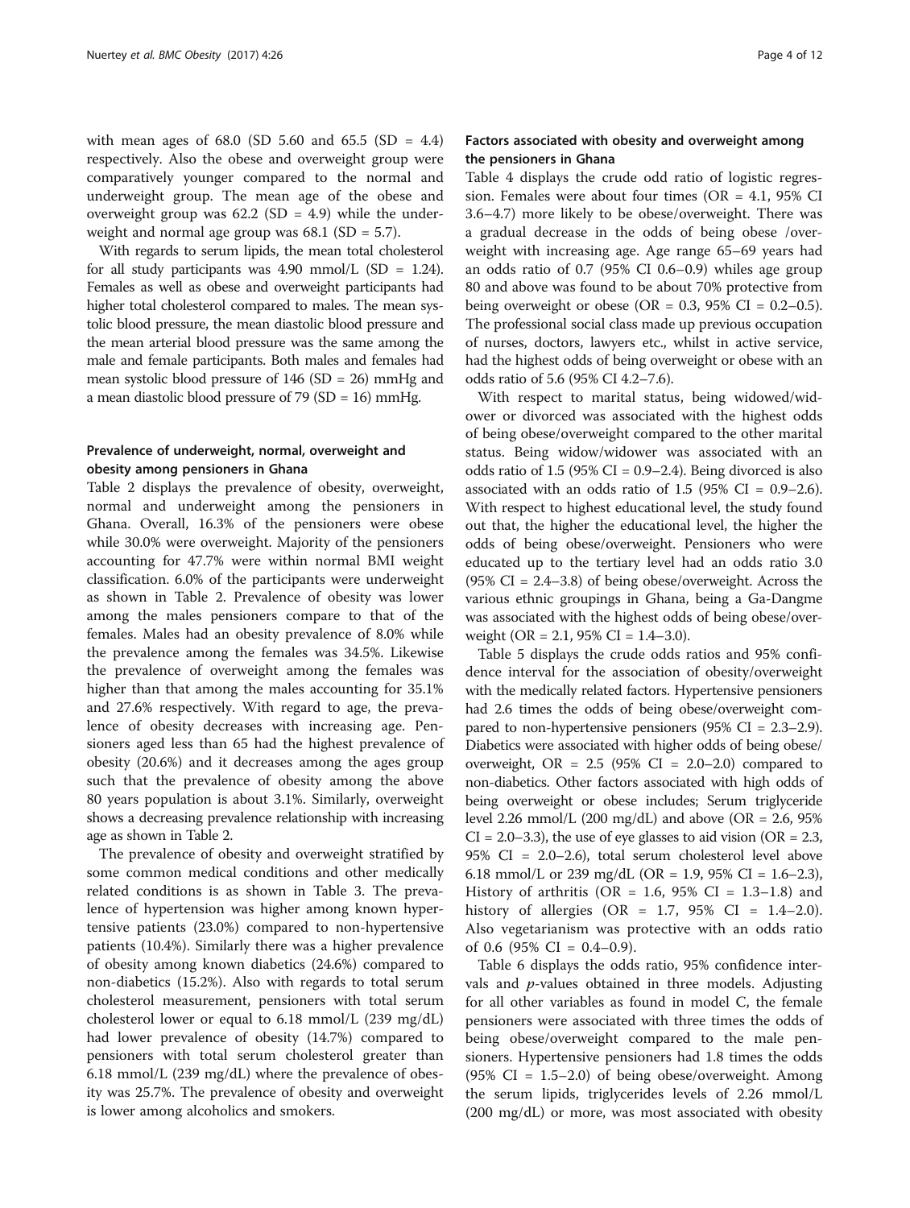with mean ages of 68.0 (SD 5.60 and 65.5 (SD = 4.4) respectively. Also the obese and overweight group were comparatively younger compared to the normal and underweight group. The mean age of the obese and overweight group was 62.2 (SD = 4.9) while the underweight and normal age group was 68.1 (SD = 5.7).

With regards to serum lipids, the mean total cholesterol for all study participants was 4.90 mmol/L (SD = 1.24). Females as well as obese and overweight participants had higher total cholesterol compared to males. The mean systolic blood pressure, the mean diastolic blood pressure and the mean arterial blood pressure was the same among the male and female participants. Both males and females had mean systolic blood pressure of 146 (SD = 26) mmHg and a mean diastolic blood pressure of 79 (SD = 16) mmHg.

### Prevalence of underweight, normal, overweight and obesity among pensioners in Ghana

Table 2 displays the prevalence of obesity, overweight, normal and underweight among the pensioners in Ghana. Overall, 16.3% of the pensioners were obese while 30.0% were overweight. Majority of the pensioners accounting for 47.7% were within normal BMI weight classification. 6.0% of the participants were underweight as shown in Table 2. Prevalence of obesity was lower among the males pensioners compare to that of the females. Males had an obesity prevalence of 8.0% while the prevalence among the females was 34.5%. Likewise the prevalence of overweight among the females was higher than that among the males accounting for 35.1% and 27.6% respectively. With regard to age, the prevalence of obesity decreases with increasing age. Pensioners aged less than 65 had the highest prevalence of obesity (20.6%) and it decreases among the ages group such that the prevalence of obesity among the above 80 years population is about 3.1%. Similarly, overweight shows a decreasing prevalence relationship with increasing age as shown in Table 2.

The prevalence of obesity and overweight stratified by some common medical conditions and other medically related conditions is as shown in Table 3. The prevalence of hypertension was higher among known hypertensive patients (23.0%) compared to non-hypertensive patients (10.4%). Similarly there was a higher prevalence of obesity among known diabetics (24.6%) compared to non-diabetics (15.2%). Also with regards to total serum cholesterol measurement, pensioners with total serum cholesterol lower or equal to 6.18 mmol/L (239 mg/dL) had lower prevalence of obesity (14.7%) compared to pensioners with total serum cholesterol greater than 6.18 mmol/L (239 mg/dL) where the prevalence of obesity was 25.7%. The prevalence of obesity and overweight is lower among alcoholics and smokers.

### Factors associated with obesity and overweight among the pensioners in Ghana

Table 4 displays the crude odd ratio of logistic regression. Females were about four times (OR = 4.1, 95% CI 3.6–4.7) more likely to be obese/overweight. There was a gradual decrease in the odds of being obese /overweight with increasing age. Age range 65–69 years had an odds ratio of 0.7 (95% CI 0.6–0.9) whiles age group 80 and above was found to be about 70% protective from being overweight or obese (OR = 0.3, 95% CI = 0.2–0.5). The professional social class made up previous occupation of nurses, doctors, lawyers etc., whilst in active service, had the highest odds of being overweight or obese with an odds ratio of 5.6 (95% CI 4.2–7.6).

With respect to marital status, being widowed/widower or divorced was associated with the highest odds of being obese/overweight compared to the other marital status. Being widow/widower was associated with an odds ratio of 1.5 (95% CI = 0.9–2.4). Being divorced is also associated with an odds ratio of 1.5 (95% CI = 0.9–2.6). With respect to highest educational level, the study found out that, the higher the educational level, the higher the odds of being obese/overweight. Pensioners who were educated up to the tertiary level had an odds ratio 3.0 (95% CI = 2.4–3.8) of being obese/overweight. Across the various ethnic groupings in Ghana, being a Ga-Dangme was associated with the highest odds of being obese/overweight (OR = 2.1, 95% CI = 1.4–3.0).

Table 5 displays the crude odds ratios and 95% confidence interval for the association of obesity/overweight with the medically related factors. Hypertensive pensioners had 2.6 times the odds of being obese/overweight compared to non-hypertensive pensioners (95% CI = 2.3–2.9). Diabetics were associated with higher odds of being obese/overweight, OR = 2.5 (95% CI = 2.0–2.0) compared to non-diabetics. Other factors associated with high odds of being overweight or obese includes; Serum triglyceride level 2.26 mmol/L (200 mg/dL) and above (OR = 2.6, 95% CI = 2.0–3.3), the use of eye glasses to aid vision (OR = 2.3, 95% CI = 2.0–2.6), total serum cholesterol level above 6.18 mmol/L or 239 mg/dL (OR = 1.9, 95% CI = 1.6–2.3), History of arthritis (OR = 1.6, 95% CI = 1.3–1.8) and history of allergies (OR = 1.7, 95% CI = 1.4–2.0). Also vegetarianism was protective with an odds ratio of 0.6 (95% CI = 0.4–0.9).

Table 6 displays the odds ratio, 95% confidence intervals and *p*-values obtained in three models. Adjusting for all other variables as found in model C, the female pensioners were associated with three times the odds of being obese/overweight compared to the male pensioners. Hypertensive pensioners had 1.8 times the odds (95% CI = 1.5–2.0) of being obese/overweight. Among the serum lipids, triglycerides levels of 2.26 mmol/L (200 mg/dL) or more, was most associated with obesity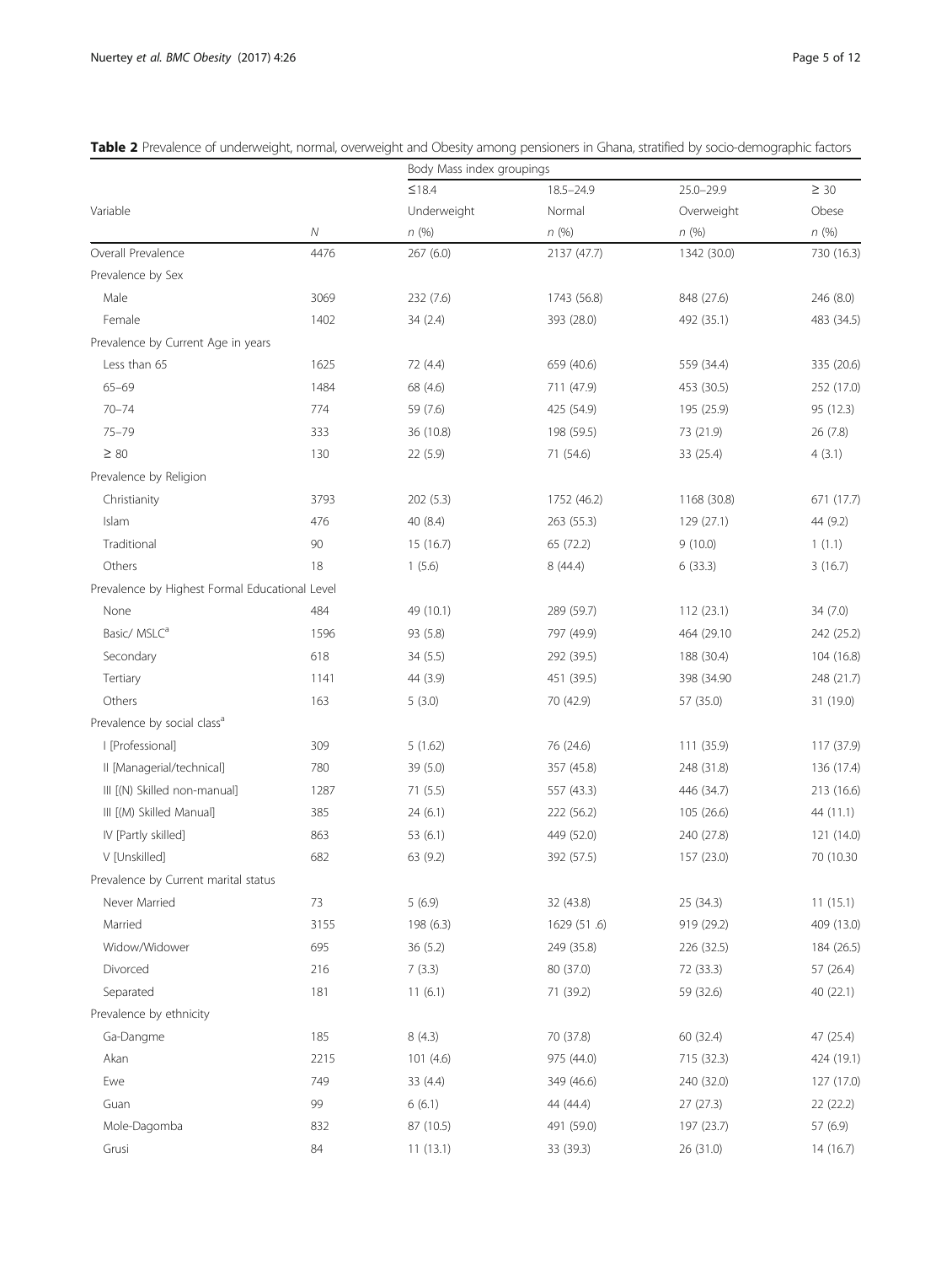**Table 2** Prevalence of underweight, normal, overweight and Obesity among pensioners in Ghana, stratified by socio-demographic factors

| Variable | | Body Mass index groupings | | | |
|---|---|---|---|---|---|
| | | ≤18.4 | 18.5–24.9 | 25.0–29.9 | ≥ 30 |
| | | Underweight | Normal | Overweight | Obese |
| | *N* | *n* (%) | *n* (%) | *n* (%) | *n* (%) |
| Overall Prevalence | 4476 | 267 (6.0) | 2137 (47.7) | 1342 (30.0) | 730 (16.3) |
| Prevalence by Sex | | | | | |
| Male | 3069 | 232 (7.6) | 1743 (56.8) | 848 (27.6) | 246 (8.0) |
| Female | 1402 | 34 (2.4) | 393 (28.0) | 492 (35.1) | 483 (34.5) |
| Prevalence by Current Age in years | | | | | |
| Less than 65 | 1625 | 72 (4.4) | 659 (40.6) | 559 (34.4) | 335 (20.6) |
| 65–69 | 1484 | 68 (4.6) | 711 (47.9) | 453 (30.5) | 252 (17.0) |
| 70–74 | 774 | 59 (7.6) | 425 (54.9) | 195 (25.9) | 95 (12.3) |
| 75–79 | 333 | 36 (10.8) | 198 (59.5) | 73 (21.9) | 26 (7.8) |
| ≥ 80 | 130 | 22 (5.9) | 71 (54.6) | 33 (25.4) | 4 (3.1) |
| Prevalence by Religion | | | | | |
| Christianity | 3793 | 202 (5.3) | 1752 (46.2) | 1168 (30.8) | 671 (17.7) |
| Islam | 476 | 40 (8.4) | 263 (55.3) | 129 (27.1) | 44 (9.2) |
| Traditional | 90 | 15 (16.7) | 65 (72.2) | 9 (10.0) | 1 (1.1) |
| Others | 18 | 1 (5.6) | 8 (44.4) | 6 (33.3) | 3 (16.7) |
| Prevalence by Highest Formal Educational Level | | | | | |
| None | 484 | 49 (10.1) | 289 (59.7) | 112 (23.1) | 34 (7.0) |
| Basic/ MSLC[a] | 1596 | 93 (5.8) | 797 (49.9) | 464 (29.10 | 242 (25.2) |
| Secondary | 618 | 34 (5.5) | 292 (39.5) | 188 (30.4) | 104 (16.8) |
| Tertiary | 1141 | 44 (3.9) | 451 (39.5) | 398 (34.90 | 248 (21.7) |
| Others | 163 | 5 (3.0) | 70 (42.9) | 57 (35.0) | 31 (19.0) |
| Prevalence by social class[a] | | | | | |
| I [Professional] | 309 | 5 (1.62) | 76 (24.6) | 111 (35.9) | 117 (37.9) |
| II [Managerial/technical] | 780 | 39 (5.0) | 357 (45.8) | 248 (31.8) | 136 (17.4) |
| III [(N) Skilled non-manual] | 1287 | 71 (5.5) | 557 (43.3) | 446 (34.7) | 213 (16.6) |
| III [(M) Skilled Manual] | 385 | 24 (6.1) | 222 (56.2) | 105 (26.6) | 44 (11.1) |
| IV [Partly skilled] | 863 | 53 (6.1) | 449 (52.0) | 240 (27.8) | 121 (14.0) |
| V [Unskilled] | 682 | 63 (9.2) | 392 (57.5) | 157 (23.0) | 70 (10.30 |
| Prevalence by Current marital status | | | | | |
| Never Married | 73 | 5 (6.9) | 32 (43.8) | 25 (34.3) | 11 (15.1) |
| Married | 3155 | 198 (6.3) | 1629 (51 .6) | 919 (29.2) | 409 (13.0) |
| Widow/Widower | 695 | 36 (5.2) | 249 (35.8) | 226 (32.5) | 184 (26.5) |
| Divorced | 216 | 7 (3.3) | 80 (37.0) | 72 (33.3) | 57 (26.4) |
| Separated | 181 | 11 (6.1) | 71 (39.2) | 59 (32.6) | 40 (22.1) |
| Prevalence by ethnicity | | | | | |
| Ga-Dangme | 185 | 8 (4.3) | 70 (37.8) | 60 (32.4) | 47 (25.4) |
| Akan | 2215 | 101 (4.6) | 975 (44.0) | 715 (32.3) | 424 (19.1) |
| Ewe | 749 | 33 (4.4) | 349 (46.6) | 240 (32.0) | 127 (17.0) |
| Guan | 99 | 6 (6.1) | 44 (44.4) | 27 (27.3) | 22 (22.2) |
| Mole-Dagomba | 832 | 87 (10.5) | 491 (59.0) | 197 (23.7) | 57 (6.9) |
| Grusi | 84 | 11 (13.1) | 33 (39.3) | 26 (31.0) | 14 (16.7) |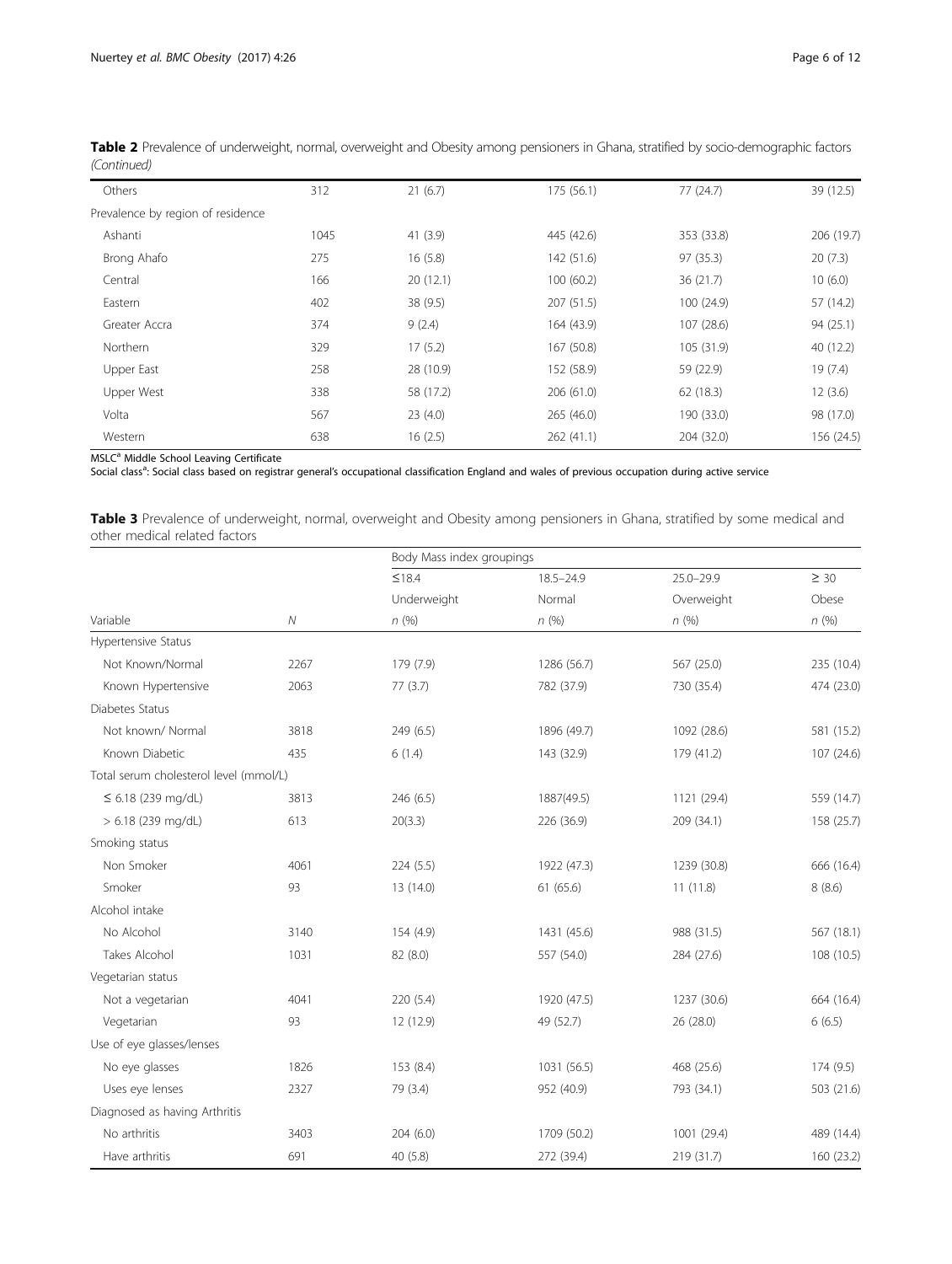**Table 2** Prevalence of underweight, normal, overweight and Obesity among pensioners in Ghana, stratified by socio-demographic factors *(Continued)*

| | | | | | |
|---|---|---|---|---|---|
| Others | 312 | 21 (6.7) | 175 (56.1) | 77 (24.7) | 39 (12.5) |
| Prevalence by region of residence | | | | | |
| Ashanti | 1045 | 41 (3.9) | 445 (42.6) | 353 (33.8) | 206 (19.7) |
| Brong Ahafo | 275 | 16 (5.8) | 142 (51.6) | 97 (35.3) | 20 (7.3) |
| Central | 166 | 20 (12.1) | 100 (60.2) | 36 (21.7) | 10 (6.0) |
| Eastern | 402 | 38 (9.5) | 207 (51.5) | 100 (24.9) | 57 (14.2) |
| Greater Accra | 374 | 9 (2.4) | 164 (43.9) | 107 (28.6) | 94 (25.1) |
| Northern | 329 | 17 (5.2) | 167 (50.8) | 105 (31.9) | 40 (12.2) |
| Upper East | 258 | 28 (10.9) | 152 (58.9) | 59 (22.9) | 19 (7.4) |
| Upper West | 338 | 58 (17.2) | 206 (61.0) | 62 (18.3) | 12 (3.6) |
| Volta | 567 | 23 (4.0) | 265 (46.0) | 190 (33.0) | 98 (17.0) |
| Western | 638 | 16 (2.5) | 262 (41.1) | 204 (32.0) | 156 (24.5) |

MSLC[a] Middle School Leaving Certificate
Social class[a]: Social class based on registrar general's occupational classification England and wales of previous occupation during active service

**Table 3** Prevalence of underweight, normal, overweight and Obesity among pensioners in Ghana, stratified by some medical and other medical related factors

| | | Body Mass index groupings | | | |
|---|---|---|---|---|---|
| | | ≤18.4 | 18.5–24.9 | 25.0–29.9 | ≥ 30 |
| | | Underweight | Normal | Overweight | Obese |
| Variable | *N* | *n* (%) | *n* (%) | *n* (%) | *n* (%) |
| Hypertensive Status | | | | | |
| Not Known/Normal | 2267 | 179 (7.9) | 1286 (56.7) | 567 (25.0) | 235 (10.4) |
| Known Hypertensive | 2063 | 77 (3.7) | 782 (37.9) | 730 (35.4) | 474 (23.0) |
| Diabetes Status | | | | | |
| Not known/ Normal | 3818 | 249 (6.5) | 1896 (49.7) | 1092 (28.6) | 581 (15.2) |
| Known Diabetic | 435 | 6 (1.4) | 143 (32.9) | 179 (41.2) | 107 (24.6) |
| Total serum cholesterol level (mmol/L) | | | | | |
| ≤ 6.18 (239 mg/dL) | 3813 | 246 (6.5) | 1887(49.5) | 1121 (29.4) | 559 (14.7) |
| > 6.18 (239 mg/dL) | 613 | 20(3.3) | 226 (36.9) | 209 (34.1) | 158 (25.7) |
| Smoking status | | | | | |
| Non Smoker | 4061 | 224 (5.5) | 1922 (47.3) | 1239 (30.8) | 666 (16.4) |
| Smoker | 93 | 13 (14.0) | 61 (65.6) | 11 (11.8) | 8 (8.6) |
| Alcohol intake | | | | | |
| No Alcohol | 3140 | 154 (4.9) | 1431 (45.6) | 988 (31.5) | 567 (18.1) |
| Takes Alcohol | 1031 | 82 (8.0) | 557 (54.0) | 284 (27.6) | 108 (10.5) |
| Vegetarian status | | | | | |
| Not a vegetarian | 4041 | 220 (5.4) | 1920 (47.5) | 1237 (30.6) | 664 (16.4) |
| Vegetarian | 93 | 12 (12.9) | 49 (52.7) | 26 (28.0) | 6 (6.5) |
| Use of eye glasses/lenses | | | | | |
| No eye glasses | 1826 | 153 (8.4) | 1031 (56.5) | 468 (25.6) | 174 (9.5) |
| Uses eye lenses | 2327 | 79 (3.4) | 952 (40.9) | 793 (34.1) | 503 (21.6) |
| Diagnosed as having Arthritis | | | | | |
| No arthritis | 3403 | 204 (6.0) | 1709 (50.2) | 1001 (29.4) | 489 (14.4) |
| Have arthritis | 691 | 40 (5.8) | 272 (39.4) | 219 (31.7) | 160 (23.2) |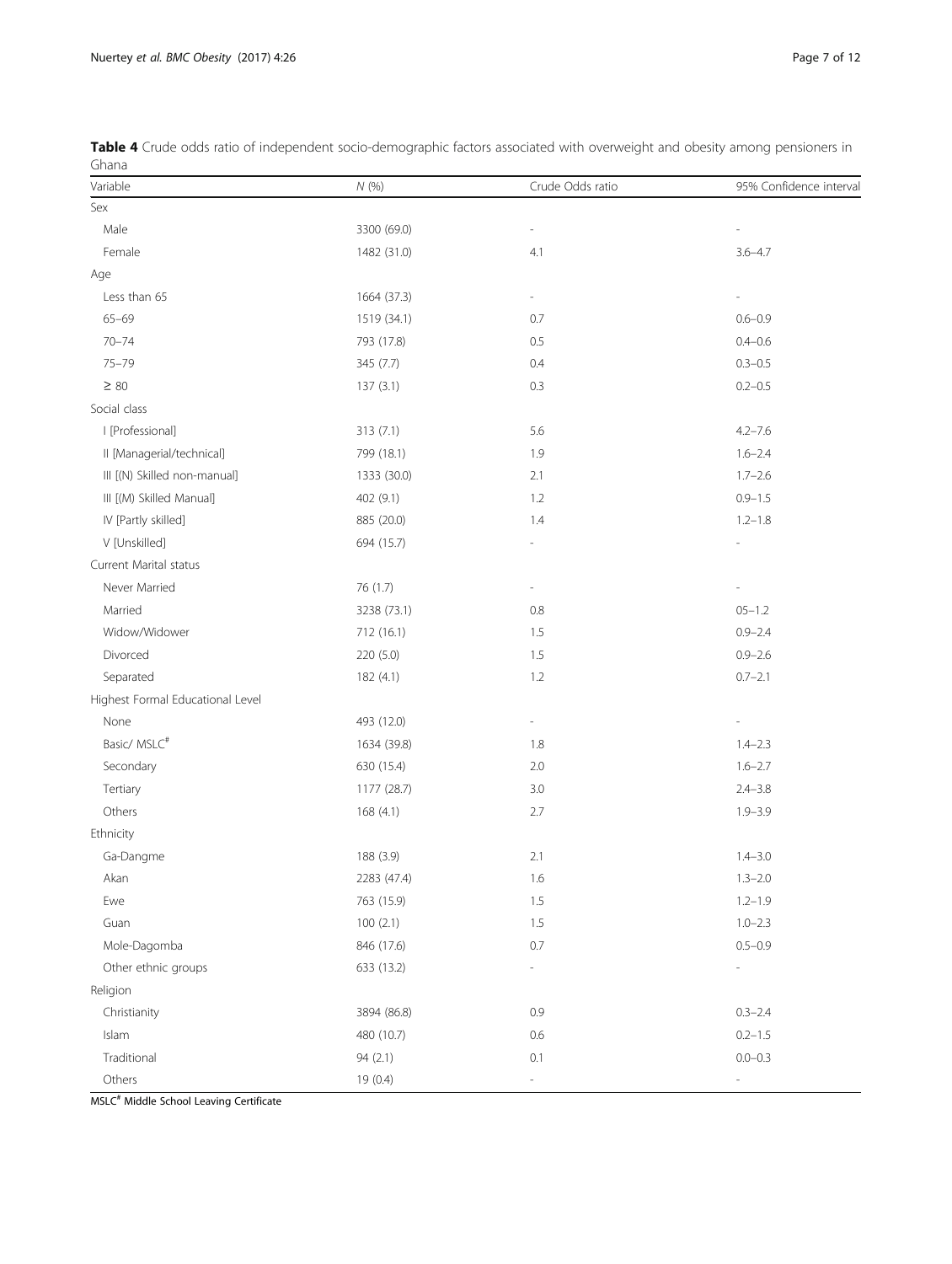**Table 4** Crude odds ratio of independent socio-demographic factors associated with overweight and obesity among pensioners in Ghana

| Variable | *N* (%) | Crude Odds ratio | 95% Confidence interval |
|---|---|---|---|
| Sex | | | |
| Male | 3300 (69.0) | - | - |
| Female | 1482 (31.0) | 4.1 | 3.6–4.7 |
| Age | | | |
| Less than 65 | 1664 (37.3) | - | - |
| 65–69 | 1519 (34.1) | 0.7 | 0.6–0.9 |
| 70–74 | 793 (17.8) | 0.5 | 0.4–0.6 |
| 75–79 | 345 (7.7) | 0.4 | 0.3–0.5 |
| ≥ 80 | 137 (3.1) | 0.3 | 0.2–0.5 |
| Social class | | | |
| I [Professional] | 313 (7.1) | 5.6 | 4.2–7.6 |
| II [Managerial/technical] | 799 (18.1) | 1.9 | 1.6–2.4 |
| III [(N) Skilled non-manual] | 1333 (30.0) | 2.1 | 1.7–2.6 |
| III [(M) Skilled Manual] | 402 (9.1) | 1.2 | 0.9–1.5 |
| IV [Partly skilled] | 885 (20.0) | 1.4 | 1.2–1.8 |
| V [Unskilled] | 694 (15.7) | - | - |
| Current Marital status | | | |
| Never Married | 76 (1.7) | - | - |
| Married | 3238 (73.1) | 0.8 | 05–1.2 |
| Widow/Widower | 712 (16.1) | 1.5 | 0.9–2.4 |
| Divorced | 220 (5.0) | 1.5 | 0.9–2.6 |
| Separated | 182 (4.1) | 1.2 | 0.7–2.1 |
| Highest Formal Educational Level | | | |
| None | 493 (12.0) | - | - |
| Basic/ MSLC# | 1634 (39.8) | 1.8 | 1.4–2.3 |
| Secondary | 630 (15.4) | 2.0 | 1.6–2.7 |
| Tertiary | 1177 (28.7) | 3.0 | 2.4–3.8 |
| Others | 168 (4.1) | 2.7 | 1.9–3.9 |
| Ethnicity | | | |
| Ga-Dangme | 188 (3.9) | 2.1 | 1.4–3.0 |
| Akan | 2283 (47.4) | 1.6 | 1.3–2.0 |
| Ewe | 763 (15.9) | 1.5 | 1.2–1.9 |
| Guan | 100 (2.1) | 1.5 | 1.0–2.3 |
| Mole-Dagomba | 846 (17.6) | 0.7 | 0.5–0.9 |
| Other ethnic groups | 633 (13.2) | - | - |
| Religion | | | |
| Christianity | 3894 (86.8) | 0.9 | 0.3–2.4 |
| Islam | 480 (10.7) | 0.6 | 0.2–1.5 |
| Traditional | 94 (2.1) | 0.1 | 0.0–0.3 |
| Others | 19 (0.4) | - | - |

MSLC# Middle School Leaving Certificate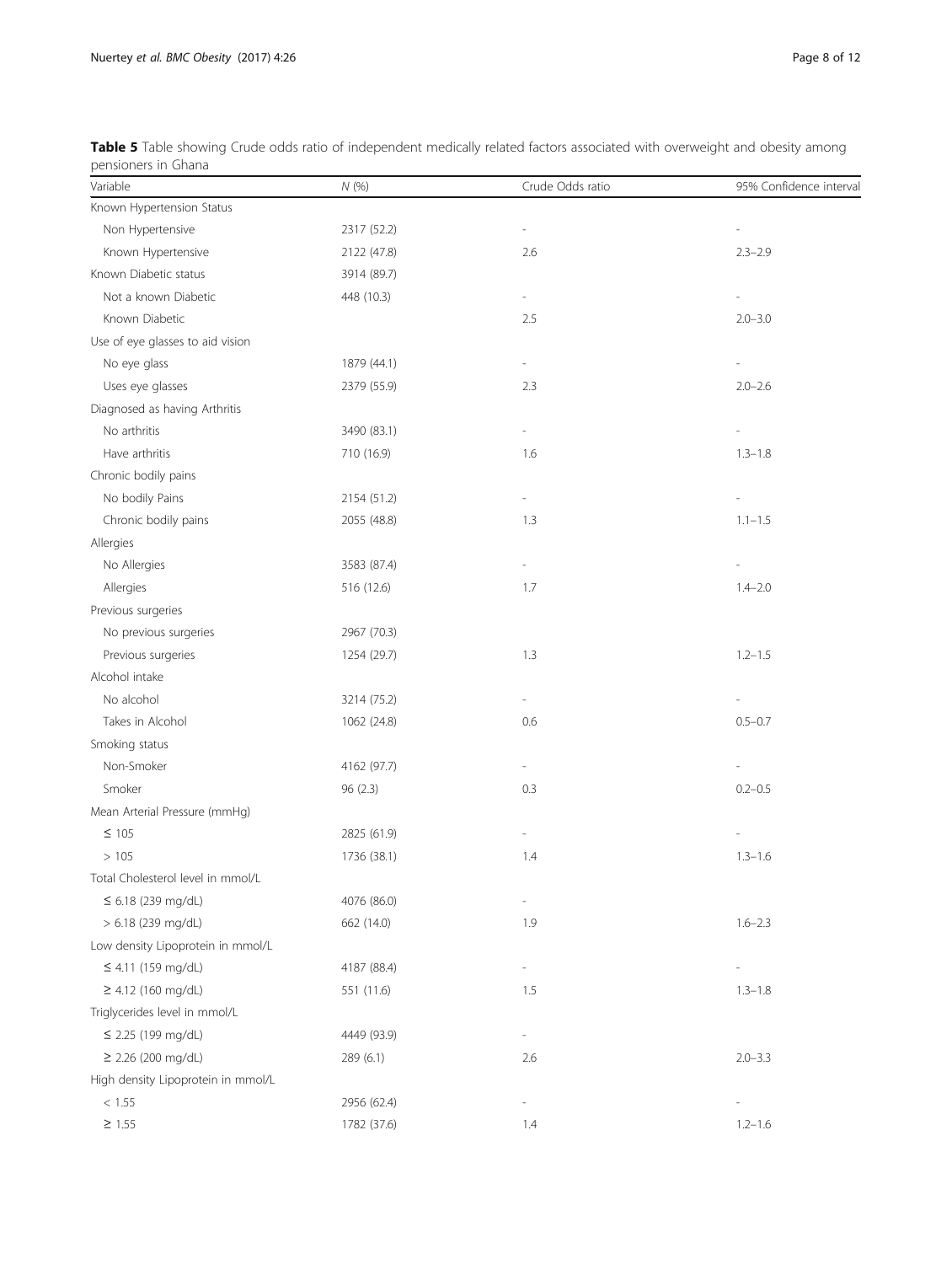**Table 5** Table showing Crude odds ratio of independent medically related factors associated with overweight and obesity among pensioners in Ghana

| Variable | N (%) | Crude Odds ratio | 95% Confidence interval |
|---|---|---|---|
| Known Hypertension Status | | | |
| Non Hypertensive | 2317 (52.2) | - | - |
| Known Hypertensive | 2122 (47.8) | 2.6 | 2.3–2.9 |
| Known Diabetic status | 3914 (89.7) | | |
| Not a known Diabetic | 448 (10.3) | - | - |
| Known Diabetic | | 2.5 | 2.0–3.0 |
| Use of eye glasses to aid vision | | | |
| No eye glass | 1879 (44.1) | - | - |
| Uses eye glasses | 2379 (55.9) | 2.3 | 2.0–2.6 |
| Diagnosed as having Arthritis | | | |
| No arthritis | 3490 (83.1) | - | - |
| Have arthritis | 710 (16.9) | 1.6 | 1.3–1.8 |
| Chronic bodily pains | | | |
| No bodily Pains | 2154 (51.2) | - | - |
| Chronic bodily pains | 2055 (48.8) | 1.3 | 1.1–1.5 |
| Allergies | | | |
| No Allergies | 3583 (87.4) | - | - |
| Allergies | 516 (12.6) | 1.7 | 1.4–2.0 |
| Previous surgeries | | | |
| No previous surgeries | 2967 (70.3) | | |
| Previous surgeries | 1254 (29.7) | 1.3 | 1.2–1.5 |
| Alcohol intake | | | |
| No alcohol | 3214 (75.2) | - | - |
| Takes in Alcohol | 1062 (24.8) | 0.6 | 0.5–0.7 |
| Smoking status | | | |
| Non-Smoker | 4162 (97.7) | - | - |
| Smoker | 96 (2.3) | 0.3 | 0.2–0.5 |
| Mean Arterial Pressure (mmHg) | | | |
| ≤ 105 | 2825 (61.9) | - | - |
| > 105 | 1736 (38.1) | 1.4 | 1.3–1.6 |
| Total Cholesterol level in mmol/L | | | |
| ≤ 6.18 (239 mg/dL) | 4076 (86.0) | - | |
| > 6.18 (239 mg/dL) | 662 (14.0) | 1.9 | 1.6–2.3 |
| Low density Lipoprotein in mmol/L | | | |
| ≤ 4.11 (159 mg/dL) | 4187 (88.4) | - | - |
| ≥ 4.12 (160 mg/dL) | 551 (11.6) | 1.5 | 1.3–1.8 |
| Triglycerides level in mmol/L | | | |
| ≤ 2.25 (199 mg/dL) | 4449 (93.9) | - | |
| ≥ 2.26 (200 mg/dL) | 289 (6.1) | 2.6 | 2.0–3.3 |
| High density Lipoprotein in mmol/L | | | |
| < 1.55 | 2956 (62.4) | - | - |
| ≥ 1.55 | 1782 (37.6) | 1.4 | 1.2–1.6 |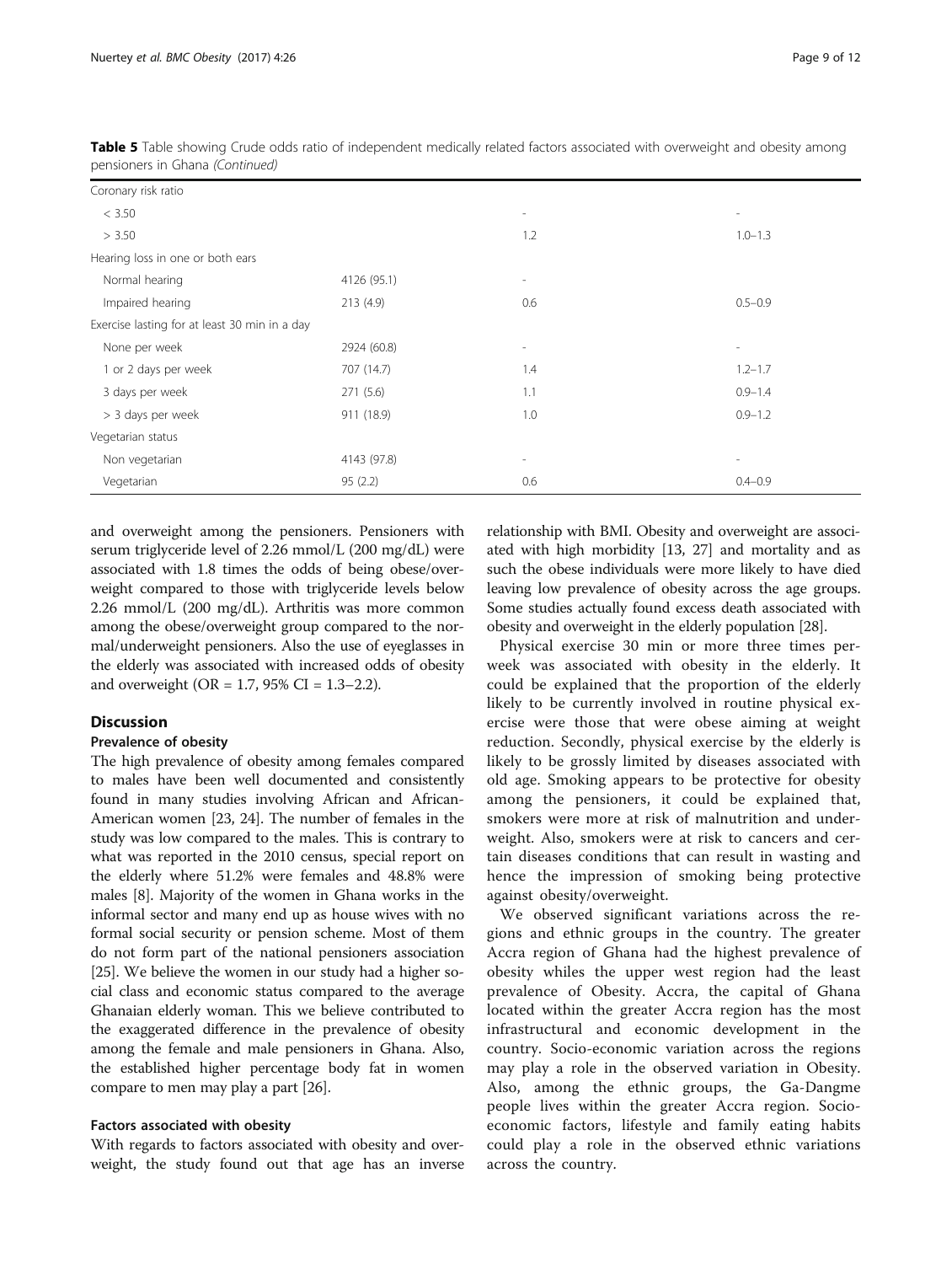**Table 5** Table showing Crude odds ratio of independent medically related factors associated with overweight and obesity among pensioners in Ghana *(Continued)*

| | | | |
|---|---|---|---|
| Coronary risk ratio | | | |
| < 3.50 | | - | - |
| > 3.50 | | 1.2 | 1.0–1.3 |
| Hearing loss in one or both ears | | | |
| Normal hearing | 4126 (95.1) | - | |
| Impaired hearing | 213 (4.9) | 0.6 | 0.5–0.9 |
| Exercise lasting for at least 30 min in a day | | | |
| None per week | 2924 (60.8) | - | - |
| 1 or 2 days per week | 707 (14.7) | 1.4 | 1.2–1.7 |
| 3 days per week | 271 (5.6) | 1.1 | 0.9–1.4 |
| > 3 days per week | 911 (18.9) | 1.0 | 0.9–1.2 |
| Vegetarian status | | | |
| Non vegetarian | 4143 (97.8) | - | - |
| Vegetarian | 95 (2.2) | 0.6 | 0.4–0.9 |

and overweight among the pensioners. Pensioners with serum triglyceride level of 2.26 mmol/L (200 mg/dL) were associated with 1.8 times the odds of being obese/overweight compared to those with triglyceride levels below 2.26 mmol/L (200 mg/dL). Arthritis was more common among the obese/overweight group compared to the normal/underweight pensioners. Also the use of eyeglasses in the elderly was associated with increased odds of obesity and overweight (OR = 1.7, 95% CI = 1.3–2.2).

## Discussion

### Prevalence of obesity

The high prevalence of obesity among females compared to males have been well documented and consistently found in many studies involving African and African-American women [23, 24]. The number of females in the study was low compared to the males. This is contrary to what was reported in the 2010 census, special report on the elderly where 51.2% were females and 48.8% were males [8]. Majority of the women in Ghana works in the informal sector and many end up as house wives with no formal social security or pension scheme. Most of them do not form part of the national pensioners association [25]. We believe the women in our study had a higher social class and economic status compared to the average Ghanaian elderly woman. This we believe contributed to the exaggerated difference in the prevalence of obesity among the female and male pensioners in Ghana. Also, the established higher percentage body fat in women compare to men may play a part [26].

### Factors associated with obesity

With regards to factors associated with obesity and overweight, the study found out that age has an inverse relationship with BMI. Obesity and overweight are associated with high morbidity [13, 27] and mortality and as such the obese individuals were more likely to have died leaving low prevalence of obesity across the age groups. Some studies actually found excess death associated with obesity and overweight in the elderly population [28].

Physical exercise 30 min or more three times per-week was associated with obesity in the elderly. It could be explained that the proportion of the elderly likely to be currently involved in routine physical exercise were those that were obese aiming at weight reduction. Secondly, physical exercise by the elderly is likely to be grossly limited by diseases associated with old age. Smoking appears to be protective for obesity among the pensioners, it could be explained that, smokers were more at risk of malnutrition and underweight. Also, smokers were at risk to cancers and certain diseases conditions that can result in wasting and hence the impression of smoking being protective against obesity/overweight.

We observed significant variations across the regions and ethnic groups in the country. The greater Accra region of Ghana had the highest prevalence of obesity whiles the upper west region had the least prevalence of Obesity. Accra, the capital of Ghana located within the greater Accra region has the most infrastructural and economic development in the country. Socio-economic variation across the regions may play a role in the observed variation in Obesity. Also, among the ethnic groups, the Ga-Dangme people lives within the greater Accra region. Socio-economic factors, lifestyle and family eating habits could play a role in the observed ethnic variations across the country.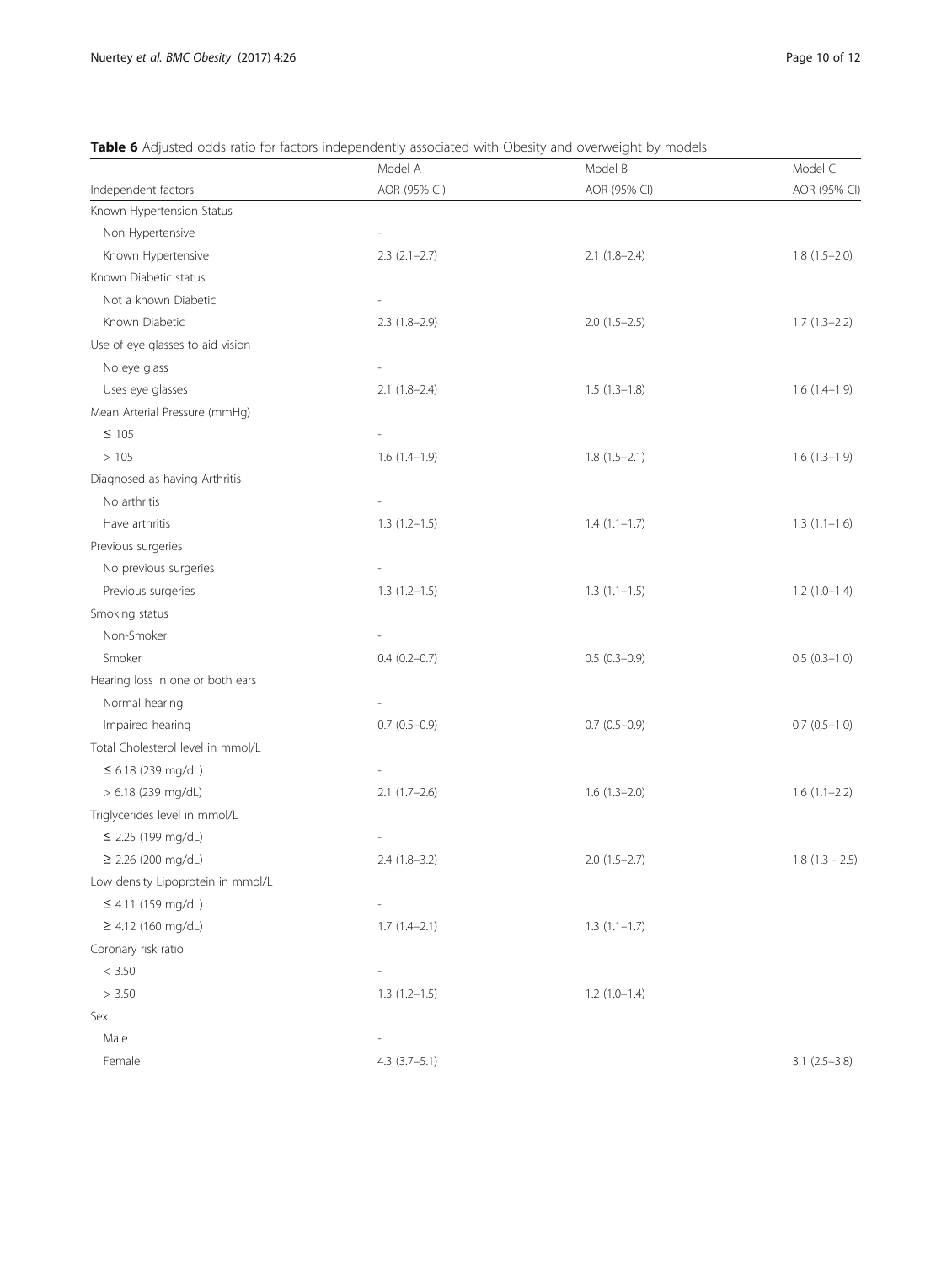**Table 6** Adjusted odds ratio for factors independently associated with Obesity and overweight by models

| Independent factors | Model A AOR (95% CI) | Model B AOR (95% CI) | Model C AOR (95% CI) |
|---|---|---|---|
| Known Hypertension Status | | | |
| Non Hypertensive | - | | |
| Known Hypertensive | 2.3 (2.1–2.7) | 2.1 (1.8–2.4) | 1.8 (1.5–2.0) |
| Known Diabetic status | | | |
| Not a known Diabetic | - | | |
| Known Diabetic | 2.3 (1.8–2.9) | 2.0 (1.5–2.5) | 1.7 (1.3–2.2) |
| Use of eye glasses to aid vision | | | |
| No eye glass | - | | |
| Uses eye glasses | 2.1 (1.8–2.4) | 1.5 (1.3–1.8) | 1.6 (1.4–1.9) |
| Mean Arterial Pressure (mmHg) | | | |
| ≤ 105 | - | | |
| > 105 | 1.6 (1.4–1.9) | 1.8 (1.5–2.1) | 1.6 (1.3–1.9) |
| Diagnosed as having Arthritis | | | |
| No arthritis | - | | |
| Have arthritis | 1.3 (1.2–1.5) | 1.4 (1.1–1.7) | 1.3 (1.1–1.6) |
| Previous surgeries | | | |
| No previous surgeries | - | | |
| Previous surgeries | 1.3 (1.2–1.5) | 1.3 (1.1–1.5) | 1.2 (1.0–1.4) |
| Smoking status | | | |
| Non-Smoker | - | | |
| Smoker | 0.4 (0.2–0.7) | 0.5 (0.3–0.9) | 0.5 (0.3–1.0) |
| Hearing loss in one or both ears | | | |
| Normal hearing | - | | |
| Impaired hearing | 0.7 (0.5–0.9) | 0.7 (0.5–0.9) | 0.7 (0.5–1.0) |
| Total Cholesterol level in mmol/L | | | |
| ≤ 6.18 (239 mg/dL) | - | | |
| > 6.18 (239 mg/dL) | 2.1 (1.7–2.6) | 1.6 (1.3–2.0) | 1.6 (1.1–2.2) |
| Triglycerides level in mmol/L | | | |
| ≤ 2.25 (199 mg/dL) | - | | |
| ≥ 2.26 (200 mg/dL) | 2.4 (1.8–3.2) | 2.0 (1.5–2.7) | 1.8 (1.3 - 2.5) |
| Low density Lipoprotein in mmol/L | | | |
| ≤ 4.11 (159 mg/dL) | - | | |
| ≥ 4.12 (160 mg/dL) | 1.7 (1.4–2.1) | 1.3 (1.1–1.7) | |
| Coronary risk ratio | | | |
| < 3.50 | - | | |
| > 3.50 | 1.3 (1.2–1.5) | 1.2 (1.0–1.4) | |
| Sex | | | |
| Male | - | | |
| Female | 4.3 (3.7–5.1) | | 3.1 (2.5–3.8) |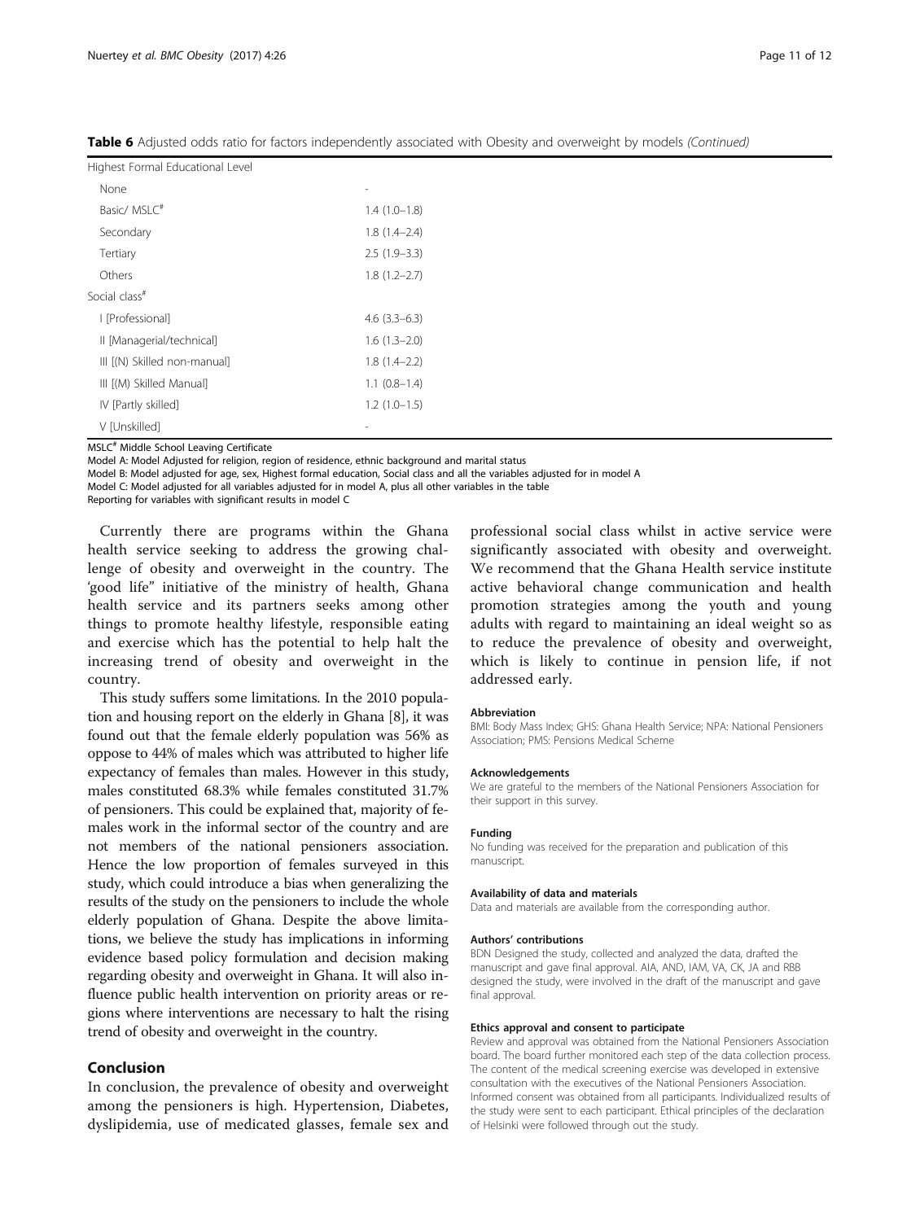**Table 6** Adjusted odds ratio for factors independently associated with Obesity and overweight by models *(Continued)*

| | |
|---|---|
| Highest Formal Educational Level | |
| None | - |
| Basic/ MSLC[#] | 1.4 (1.0–1.8) |
| Secondary | 1.8 (1.4–2.4) |
| Tertiary | 2.5 (1.9–3.3) |
| Others | 1.8 (1.2–2.7) |
| Social class[#] | |
| I [Professional] | 4.6 (3.3–6.3) |
| II [Managerial/technical] | 1.6 (1.3–2.0) |
| III [(N) Skilled non-manual] | 1.8 (1.4–2.2) |
| III [(M) Skilled Manual] | 1.1 (0.8–1.4) |
| IV [Partly skilled] | 1.2 (1.0–1.5) |
| V [Unskilled] | - |

MSLC[#] Middle School Leaving Certificate
Model A: Model Adjusted for religion, region of residence, ethnic background and marital status
Model B: Model adjusted for age, sex, Highest formal education, Social class and all the variables adjusted for in model A
Model C: Model adjusted for all variables adjusted for in model A, plus all other variables in the table
Reporting for variables with significant results in model C

Currently there are programs within the Ghana health service seeking to address the growing challenge of obesity and overweight in the country. The 'good life" initiative of the ministry of health, Ghana health service and its partners seeks among other things to promote healthy lifestyle, responsible eating and exercise which has the potential to help halt the increasing trend of obesity and overweight in the country.

This study suffers some limitations. In the 2010 population and housing report on the elderly in Ghana [8], it was found out that the female elderly population was 56% as oppose to 44% of males which was attributed to higher life expectancy of females than males. However in this study, males constituted 68.3% while females constituted 31.7% of pensioners. This could be explained that, majority of females work in the informal sector of the country and are not members of the national pensioners association. Hence the low proportion of females surveyed in this study, which could introduce a bias when generalizing the results of the study on the pensioners to include the whole elderly population of Ghana. Despite the above limitations, we believe the study has implications in informing evidence based policy formulation and decision making regarding obesity and overweight in Ghana. It will also influence public health intervention on priority areas or regions where interventions are necessary to halt the rising trend of obesity and overweight in the country.

## Conclusion

In conclusion, the prevalence of obesity and overweight among the pensioners is high. Hypertension, Diabetes, dyslipidemia, use of medicated glasses, female sex and professional social class whilst in active service were significantly associated with obesity and overweight. We recommend that the Ghana Health service institute active behavioral change communication and health promotion strategies among the youth and young adults with regard to maintaining an ideal weight so as to reduce the prevalence of obesity and overweight, which is likely to continue in pension life, if not addressed early.

#### Abbreviation

BMI: Body Mass Index; GHS: Ghana Health Service; NPA: National Pensioners Association; PMS: Pensions Medical Scheme

#### Acknowledgements

We are grateful to the members of the National Pensioners Association for their support in this survey.

#### Funding

No funding was received for the preparation and publication of this manuscript.

#### Availability of data and materials

Data and materials are available from the corresponding author.

#### Authors' contributions

BDN Designed the study, collected and analyzed the data, drafted the manuscript and gave final approval. AIA, AND, IAM, VA, CK, JA and RBB designed the study, were involved in the draft of the manuscript and gave final approval.

#### Ethics approval and consent to participate

Review and approval was obtained from the National Pensioners Association board. The board further monitored each step of the data collection process. The content of the medical screening exercise was developed in extensive consultation with the executives of the National Pensioners Association. Informed consent was obtained from all participants. Individualized results of the study were sent to each participant. Ethical principles of the declaration of Helsinki were followed through out the study.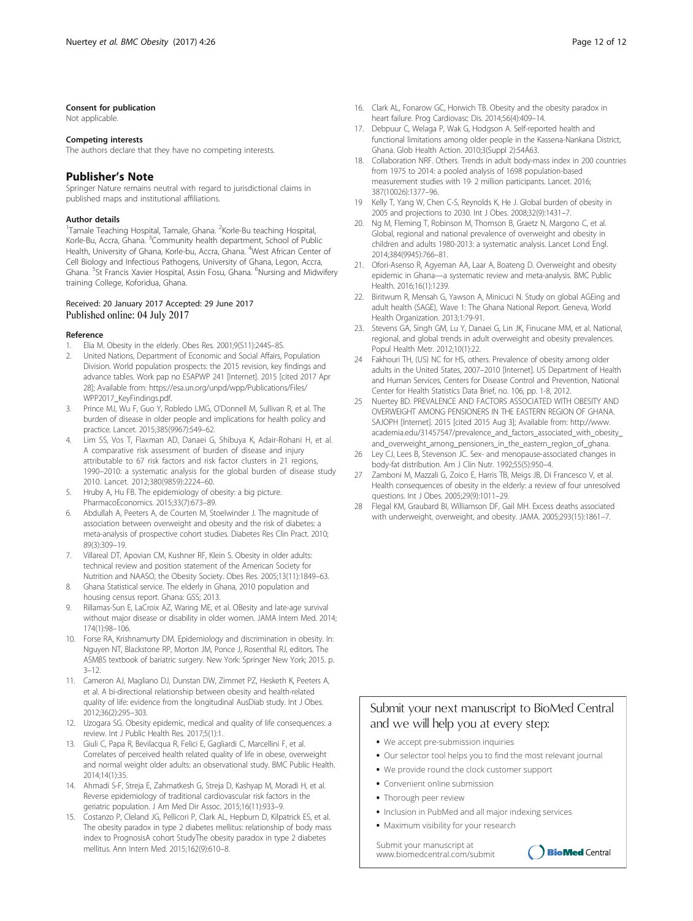#### Consent for publication

Not applicable.

#### Competing interests

The authors declare that they have no competing interests.

## Publisher's Note

Springer Nature remains neutral with regard to jurisdictional claims in published maps and institutional affiliations.

#### Author details

[1]Tamale Teaching Hospital, Tamale, Ghana. [2]Korle-Bu teaching Hospital, Korle-Bu, Accra, Ghana. [3]Community health department, School of Public Health, University of Ghana, Korle-bu, Accra, Ghana. [4]West African Center of Cell Biology and Infectious Pathogens, University of Ghana, Legon, Accra, Ghana. [5]St Francis Xavier Hospital, Assin Fosu, Ghana. [6]Nursing and Midwifery training College, Koforidua, Ghana.

Received: 20 January 2017 Accepted: 29 June 2017
Published online: 04 July 2017

#### Reference

1. Elia M. Obesity in the elderly. Obes Res. 2001;9(S11):244S–8S.
2. United Nations, Department of Economic and Social Affairs, Population Division. World population prospects: the 2015 revision, key findings and advance tables. Work pap no ESAPWP 241 [Internet]. 2015 [cited 2017 Apr 28]; Available from: https://esa.un.org/unpd/wpp/Publications/Files/WPP2017_KeyFindings.pdf.
3. Prince MJ, Wu F, Guo Y, Robledo LMG, O'Donnell M, Sullivan R, et al. The burden of disease in older people and implications for health policy and practice. Lancet. 2015;385(9967):549–62.
4. Lim SS, Vos T, Flaxman AD, Danaei G, Shibuya K, Adair-Rohani H, et al. A comparative risk assessment of burden of disease and injury attributable to 67 risk factors and risk factor clusters in 21 regions, 1990–2010: a systematic analysis for the global burden of disease study 2010. Lancet. 2012;380(9859):2224–60.
5. Hruby A, Hu FB. The epidemiology of obesity: a big picture. PharmacoEconomics. 2015;33(7):673–89.
6. Abdullah A, Peeters A, de Courten M, Stoelwinder J. The magnitude of association between overweight and obesity and the risk of diabetes: a meta-analysis of prospective cohort studies. Diabetes Res Clin Pract. 2010;89(3):309–19.
7. Villareal DT, Apovian CM, Kushner RF, Klein S. Obesity in older adults: technical review and position statement of the American Society for Nutrition and NAASO, the Obesity Society. Obes Res. 2005;13(11):1849–63.
8. Ghana Statistical service. The elderly in Ghana, 2010 population and housing census report. Ghana: GSS; 2013.
9. Rillamas-Sun E, LaCroix AZ, Waring ME, et al. OBesity and late-age survival without major disease or disability in older women. JAMA Intern Med. 2014;174(1):98–106.
10. Forse RA, Krishnamurty DM. Epidemiology and discrimination in obesity. In: Nguyen NT, Blackstone RP, Morton JM, Ponce J, Rosenthal RJ, editors. The ASMBS textbook of bariatric surgery. New York: Springer New York; 2015. p. 3–12.
11. Cameron AJ, Magliano DJ, Dunstan DW, Zimmet PZ, Hesketh K, Peeters A, et al. A bi-directional relationship between obesity and health-related quality of life: evidence from the longitudinal AusDiab study. Int J Obes. 2012;36(2):295–303.
12. Uzogara SG. Obesity epidemic, medical and quality of life consequences: a review. Int J Public Health Res. 2017;5(1):1.
13. Giuli C, Papa R, Bevilacqua R, Felici E, Gagliardi C, Marcellini F, et al. Correlates of perceived health related quality of life in obese, overweight and normal weight older adults: an observational study. BMC Public Health. 2014;14(1):35.
14. Ahmadi S-F, Streja E, Zahmatkesh G, Streja D, Kashyap M, Moradi H, et al. Reverse epidemiology of traditional cardiovascular risk factors in the geriatric population. J Am Med Dir Assoc. 2015;16(11):933–9.
15. Costanzo P, Cleland JG, Pellicori P, Clark AL, Hepburn D, Kilpatrick ES, et al. The obesity paradox in type 2 diabetes mellitus: relationship of body mass index to PrognosisA cohort StudyThe obesity paradox in type 2 diabetes mellitus. Ann Intern Med. 2015;162(9):610–8.
16. Clark AL, Fonarow GC, Horwich TB. Obesity and the obesity paradox in heart failure. Prog Cardiovasc Dis. 2014;56(4):409–14.
17. Debpuur C, Welaga P, Wak G, Hodgson A. Self-reported health and functional limitations among older people in the Kassena-Nankana District, Ghana. Glob Health Action. 2010;3(Suppl 2):54Á63.
18. Collaboration NRF. Others. Trends in adult body-mass index in 200 countries from 1975 to 2014: a pooled analysis of 1698 population-based measurement studies with 19· 2 million participants. Lancet. 2016;387(10026):1377–96.
19. Kelly T, Yang W, Chen C-S, Reynolds K, He J. Global burden of obesity in 2005 and projections to 2030. Int J Obes. 2008;32(9):1431–7.
20. Ng M, Fleming T, Robinson M, Thomson B, Graetz N, Margono C, et al. Global, regional and national prevalence of overweight and obesity in children and adults 1980-2013: a systematic analysis. Lancet Lond Engl. 2014;384(9945):766–81.
21. Ofori-Asenso R, Agyeman AA, Laar A, Boateng D. Overweight and obesity epidemic in Ghana—a systematic review and meta-analysis. BMC Public Health. 2016;16(1):1239.
22. Biritwum R, Mensah G, Yawson A, Minicuci N. Study on global AGEing and adult health (SAGE), Wave 1: The Ghana National Report. Geneva, World Health Organization. 2013;1:79-91.
23. Stevens GA, Singh GM, Lu Y, Danaei G, Lin JK, Finucane MM, et al. National, regional, and global trends in adult overweight and obesity prevalences. Popul Health Metr. 2012;10(1):22.
24. Fakhouri TH, (US) NC for HS, others. Prevalence of obesity among older adults in the United States, 2007–2010 [Internet]. US Department of Health and Human Services, Centers for Disease Control and Prevention, National Center for Health Statistics Data Brief, no. 106, pp. 1-8, 2012.
25. Nuertey BD. PREVALENCE AND FACTORS ASSOCIATED WITH OBESITY AND OVERWEIGHT AMONG PENSIONERS IN THE EASTERN REGION OF GHANA. SAJOPH [Internet]. 2015 [cited 2015 Aug 3]; Available from: http://www.academia.edu/31457547/prevalence_and_factors_associated_with_obesity_and_overweight_among_pensioners_in_the_eastern_region_of_ghana.
26. Ley CJ, Lees B, Stevenson JC. Sex- and menopause-associated changes in body-fat distribution. Am J Clin Nutr. 1992;55(5):950–4.
27. Zamboni M, Mazzali G, Zoico E, Harris TB, Meigs JB, Di Francesco V, et al. Health consequences of obesity in the elderly: a review of four unresolved questions. Int J Obes. 2005;29(9):1011–29.
28. Flegal KM, Graubard BI, Williamson DF, Gail MH. Excess deaths associated with underweight, overweight, and obesity. JAMA. 2005;293(15):1861–7.

Submit your next manuscript to BioMed Central and we will help you at every step:

- We accept pre-submission inquiries
- Our selector tool helps you to find the most relevant journal
- We provide round the clock customer support
- Convenient online submission
- Thorough peer review
- Inclusion in PubMed and all major indexing services
- Maximum visibility for your research

Submit your manuscript at
www.biomedcentral.com/submit

BioMed Central